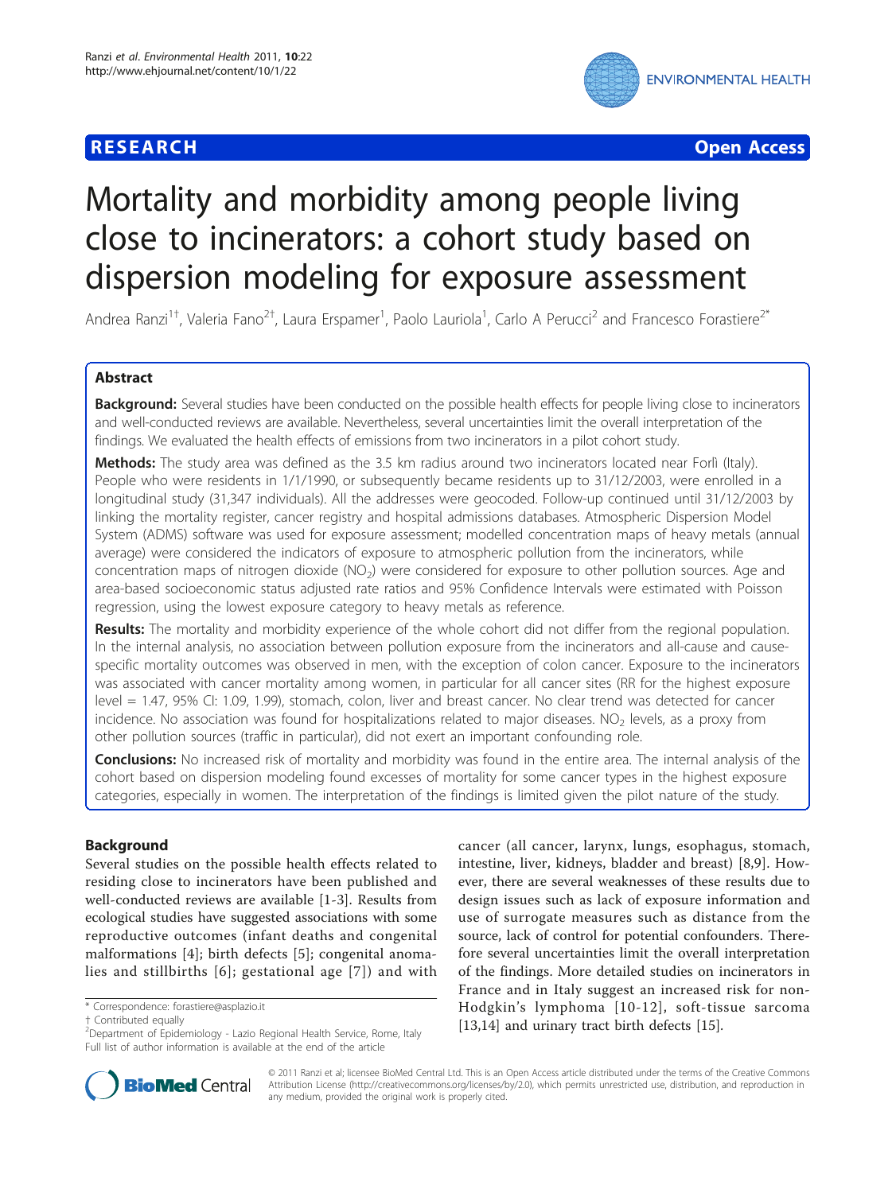**RESEARCH** **Open Access**

# Mortality and morbidity among people living close to incinerators: a cohort study based on dispersion modeling for exposure assessment

Andrea Ranzi[1†], Valeria Fano[2†], Laura Erspamer[1], Paolo Lauriola[1], Carlo A Perucci[2] and Francesco Forastiere[2*]

## Abstract

**Background:** Several studies have been conducted on the possible health effects for people living close to incinerators and well-conducted reviews are available. Nevertheless, several uncertainties limit the overall interpretation of the findings. We evaluated the health effects of emissions from two incinerators in a pilot cohort study.

**Methods:** The study area was defined as the 3.5 km radius around two incinerators located near Forlì (Italy). People who were residents in 1/1/1990, or subsequently became residents up to 31/12/2003, were enrolled in a longitudinal study (31,347 individuals). All the addresses were geocoded. Follow-up continued until 31/12/2003 by linking the mortality register, cancer registry and hospital admissions databases. Atmospheric Dispersion Model System (ADMS) software was used for exposure assessment; modelled concentration maps of heavy metals (annual average) were considered the indicators of exposure to atmospheric pollution from the incinerators, while concentration maps of nitrogen dioxide ($NO_2$) were considered for exposure to other pollution sources. Age and area-based socioeconomic status adjusted rate ratios and 95% Confidence Intervals were estimated with Poisson regression, using the lowest exposure category to heavy metals as reference.

**Results:** The mortality and morbidity experience of the whole cohort did not differ from the regional population. In the internal analysis, no association between pollution exposure from the incinerators and all-cause and cause-specific mortality outcomes was observed in men, with the exception of colon cancer. Exposure to the incinerators was associated with cancer mortality among women, in particular for all cancer sites (RR for the highest exposure level = 1.47, 95% CI: 1.09, 1.99), stomach, colon, liver and breast cancer. No clear trend was detected for cancer incidence. No association was found for hospitalizations related to major diseases. $NO_2$ levels, as a proxy from other pollution sources (traffic in particular), did not exert an important confounding role.

**Conclusions:** No increased risk of mortality and morbidity was found in the entire area. The internal analysis of the cohort based on dispersion modeling found excesses of mortality for some cancer types in the highest exposure categories, especially in women. The interpretation of the findings is limited given the pilot nature of the study.

## Background

Several studies on the possible health effects related to residing close to incinerators have been published and well-conducted reviews are available [1-3]. Results from ecological studies have suggested associations with some reproductive outcomes (infant deaths and congenital malformations [4]; birth defects [5]; congenital anomalies and stillbirths [6]; gestational age [7]) and with cancer (all cancer, larynx, lungs, esophagus, stomach, intestine, liver, kidneys, bladder and breast) [8,9]. However, there are several weaknesses of these results due to design issues such as lack of exposure information and use of surrogate measures such as distance from the source, lack of control for potential confounders. Therefore several uncertainties limit the overall interpretation of the findings. More detailed studies on incinerators in France and in Italy suggest an increased risk for non-Hodgkin's lymphoma [10-12], soft-tissue sarcoma [13,14] and urinary tract birth defects [15].

* Correspondence: forastiere@asplazio.it
† Contributed equally
[2]Department of Epidemiology - Lazio Regional Health Service, Rome, Italy
Full list of author information is available at the end of the article

© 2011 Ranzi et al; licensee BioMed Central Ltd. This is an Open Access article distributed under the terms of the Creative Commons Attribution License (http://creativecommons.org/licenses/by/2.0), which permits unrestricted use, distribution, and reproduction in any medium, provided the original work is properly cited.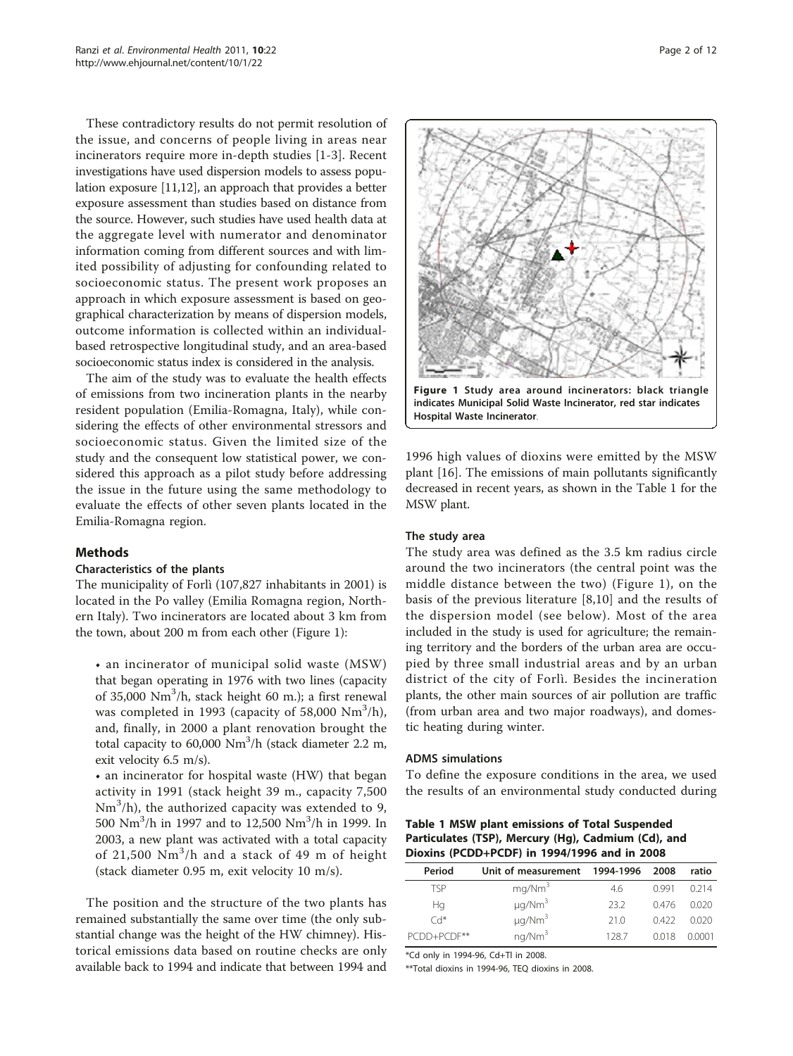These contradictory results do not permit resolution of the issue, and concerns of people living in areas near incinerators require more in-depth studies [1-3]. Recent investigations have used dispersion models to assess population exposure [11,12], an approach that provides a better exposure assessment than studies based on distance from the source. However, such studies have used health data at the aggregate level with numerator and denominator information coming from different sources and with limited possibility of adjusting for confounding related to socioeconomic status. The present work proposes an approach in which exposure assessment is based on geographical characterization by means of dispersion models, outcome information is collected within an individual-based retrospective longitudinal study, and an area-based socioeconomic status index is considered in the analysis.

The aim of the study was to evaluate the health effects of emissions from two incineration plants in the nearby resident population (Emilia-Romagna, Italy), while considering the effects of other environmental stressors and socioeconomic status. Given the limited size of the study and the consequent low statistical power, we considered this approach as a pilot study before addressing the issue in the future using the same methodology to evaluate the effects of other seven plants located in the Emilia-Romagna region.

## Methods

### Characteristics of the plants

The municipality of Forlì (107,827 inhabitants in 2001) is located in the Po valley (Emilia Romagna region, Northern Italy). Two incinerators are located about 3 km from the town, about 200 m from each other (Figure 1):

- an incinerator of municipal solid waste (MSW) that began operating in 1976 with two lines (capacity of 35,000 $Nm^3$/h, stack height 60 m.); a first renewal was completed in 1993 (capacity of 58,000 $Nm^3$/h), and, finally, in 2000 a plant renovation brought the total capacity to 60,000 $Nm^3$/h (stack diameter 2.2 m, exit velocity 6.5 m/s).
- an incinerator for hospital waste (HW) that began activity in 1991 (stack height 39 m., capacity 7,500 $Nm^3$/h), the authorized capacity was extended to 9, 500 $Nm^3$/h in 1997 and to 12,500 $Nm^3$/h in 1999. In 2003, a new plant was activated with a total capacity of 21,500 $Nm^3$/h and a stack of 49 m of height (stack diameter 0.95 m, exit velocity 10 m/s).

The position and the structure of the two plants has remained substantially the same over time (the only substantial change was the height of the HW chimney). Historical emissions data based on routine checks are only available back to 1994 and indicate that between 1994 and 1996 high values of dioxins were emitted by the MSW plant [16]. The emissions of main pollutants significantly decreased in recent years, as shown in the Table 1 for the MSW plant.

**Figure 1 Study area around incinerators: black triangle indicates Municipal Solid Waste Incinerator, red star indicates Hospital Waste Incinerator**.

### The study area

The study area was defined as the 3.5 km radius circle around the two incinerators (the central point was the middle distance between the two) (Figure 1), on the basis of the previous literature [8,10] and the results of the dispersion model (see below). Most of the area included in the study is used for agriculture; the remaining territory and the borders of the urban area are occupied by three small industrial areas and by an urban district of the city of Forlì. Besides the incineration plants, the other main sources of air pollution are traffic (from urban area and two major roadways), and domestic heating during winter.

### ADMS simulations

To define the exposure conditions in the area, we used the results of an environmental study conducted during

**Table 1 MSW plant emissions of Total Suspended Particulates (TSP), Mercury (Hg), Cadmium (Cd), and Dioxins (PCDD+PCDF) in 1994/1996 and in 2008**

| Period | Unit of measurement | 1994-1996 | 2008 | ratio |
|---|---|---|---|---|
| TSP | mg/$Nm^3$ | 4.6 | 0.991 | 0.214 |
| Hg | μg/$Nm^3$ | 23.2 | 0.476 | 0.020 |
| Cd* | μg/$Nm^3$ | 21.0 | 0.422 | 0.020 |
| PCDD+PCDF** | ng/$Nm^3$ | 128.7 | 0.018 | 0.0001 |

*Cd only in 1994-96, Cd+Tl in 2008.

**Total dioxins in 1994-96, TEQ dioxins in 2008.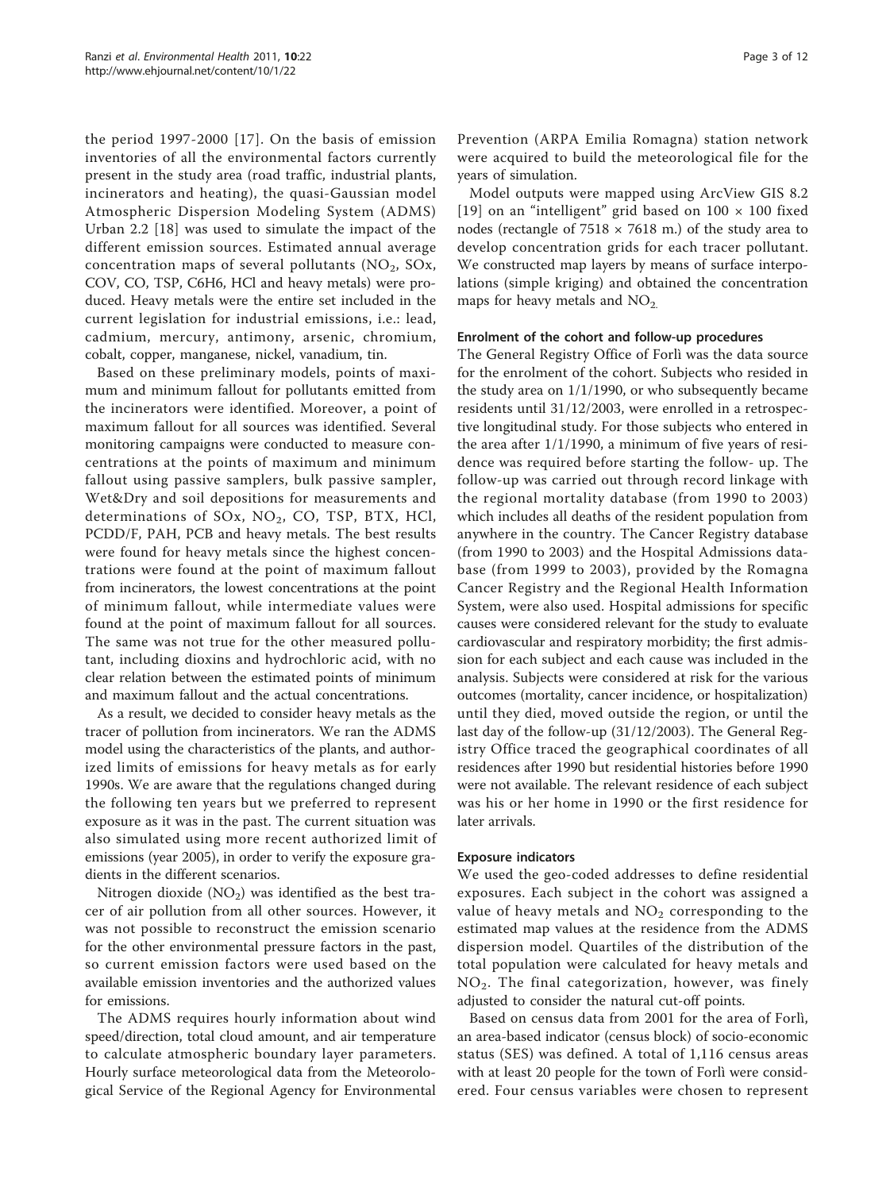the period 1997-2000 [17]. On the basis of emission inventories of all the environmental factors currently present in the study area (road traffic, industrial plants, incinerators and heating), the quasi-Gaussian model Atmospheric Dispersion Modeling System (ADMS) Urban 2.2 [18] was used to simulate the impact of the different emission sources. Estimated annual average concentration maps of several pollutants ($NO_2$, SOx, COV, CO, TSP, C6H6, HCl and heavy metals) were produced. Heavy metals were the entire set included in the current legislation for industrial emissions, i.e.: lead, cadmium, mercury, antimony, arsenic, chromium, cobalt, copper, manganese, nickel, vanadium, tin.

Based on these preliminary models, points of maximum and minimum fallout for pollutants emitted from the incinerators were identified. Moreover, a point of maximum fallout for all sources was identified. Several monitoring campaigns were conducted to measure concentrations at the points of maximum and minimum fallout using passive samplers, bulk passive sampler, Wet&Dry and soil depositions for measurements and determinations of SOx, $NO_2$, CO, TSP, BTX, HCl, PCDD/F, PAH, PCB and heavy metals. The best results were found for heavy metals since the highest concentrations were found at the point of maximum fallout from incinerators, the lowest concentrations at the point of minimum fallout, while intermediate values were found at the point of maximum fallout for all sources. The same was not true for the other measured pollutant, including dioxins and hydrochloric acid, with no clear relation between the estimated points of minimum and maximum fallout and the actual concentrations.

As a result, we decided to consider heavy metals as the tracer of pollution from incinerators. We ran the ADMS model using the characteristics of the plants, and authorized limits of emissions for heavy metals as for early 1990s. We are aware that the regulations changed during the following ten years but we preferred to represent exposure as it was in the past. The current situation was also simulated using more recent authorized limit of emissions (year 2005), in order to verify the exposure gradients in the different scenarios.

Nitrogen dioxide ($NO_2$) was identified as the best tracer of air pollution from all other sources. However, it was not possible to reconstruct the emission scenario for the other environmental pressure factors in the past, so current emission factors were used based on the available emission inventories and the authorized values for emissions.

The ADMS requires hourly information about wind speed/direction, total cloud amount, and air temperature to calculate atmospheric boundary layer parameters. Hourly surface meteorological data from the Meteorological Service of the Regional Agency for Environmental Prevention (ARPA Emilia Romagna) station network were acquired to build the meteorological file for the years of simulation.

Model outputs were mapped using ArcView GIS 8.2 [19] on an "intelligent" grid based on 100 × 100 fixed nodes (rectangle of 7518 × 7618 m.) of the study area to develop concentration grids for each tracer pollutant. We constructed map layers by means of surface interpolations (simple kriging) and obtained the concentration maps for heavy metals and $NO_2$.

### Enrolment of the cohort and follow-up procedures

The General Registry Office of Forlì was the data source for the enrolment of the cohort. Subjects who resided in the study area on 1/1/1990, or who subsequently became residents until 31/12/2003, were enrolled in a retrospective longitudinal study. For those subjects who entered in the area after 1/1/1990, a minimum of five years of residence was required before starting the follow- up. The follow-up was carried out through record linkage with the regional mortality database (from 1990 to 2003) which includes all deaths of the resident population from anywhere in the country. The Cancer Registry database (from 1990 to 2003) and the Hospital Admissions database (from 1999 to 2003), provided by the Romagna Cancer Registry and the Regional Health Information System, were also used. Hospital admissions for specific causes were considered relevant for the study to evaluate cardiovascular and respiratory morbidity; the first admission for each subject and each cause was included in the analysis. Subjects were considered at risk for the various outcomes (mortality, cancer incidence, or hospitalization) until they died, moved outside the region, or until the last day of the follow-up (31/12/2003). The General Registry Office traced the geographical coordinates of all residences after 1990 but residential histories before 1990 were not available. The relevant residence of each subject was his or her home in 1990 or the first residence for later arrivals.

### Exposure indicators

We used the geo-coded addresses to define residential exposures. Each subject in the cohort was assigned a value of heavy metals and $NO_2$ corresponding to the estimated map values at the residence from the ADMS dispersion model. Quartiles of the distribution of the total population were calculated for heavy metals and $NO_2$. The final categorization, however, was finely adjusted to consider the natural cut-off points.

Based on census data from 2001 for the area of Forlì, an area-based indicator (census block) of socio-economic status (SES) was defined. A total of 1,116 census areas with at least 20 people for the town of Forlì were considered. Four census variables were chosen to represent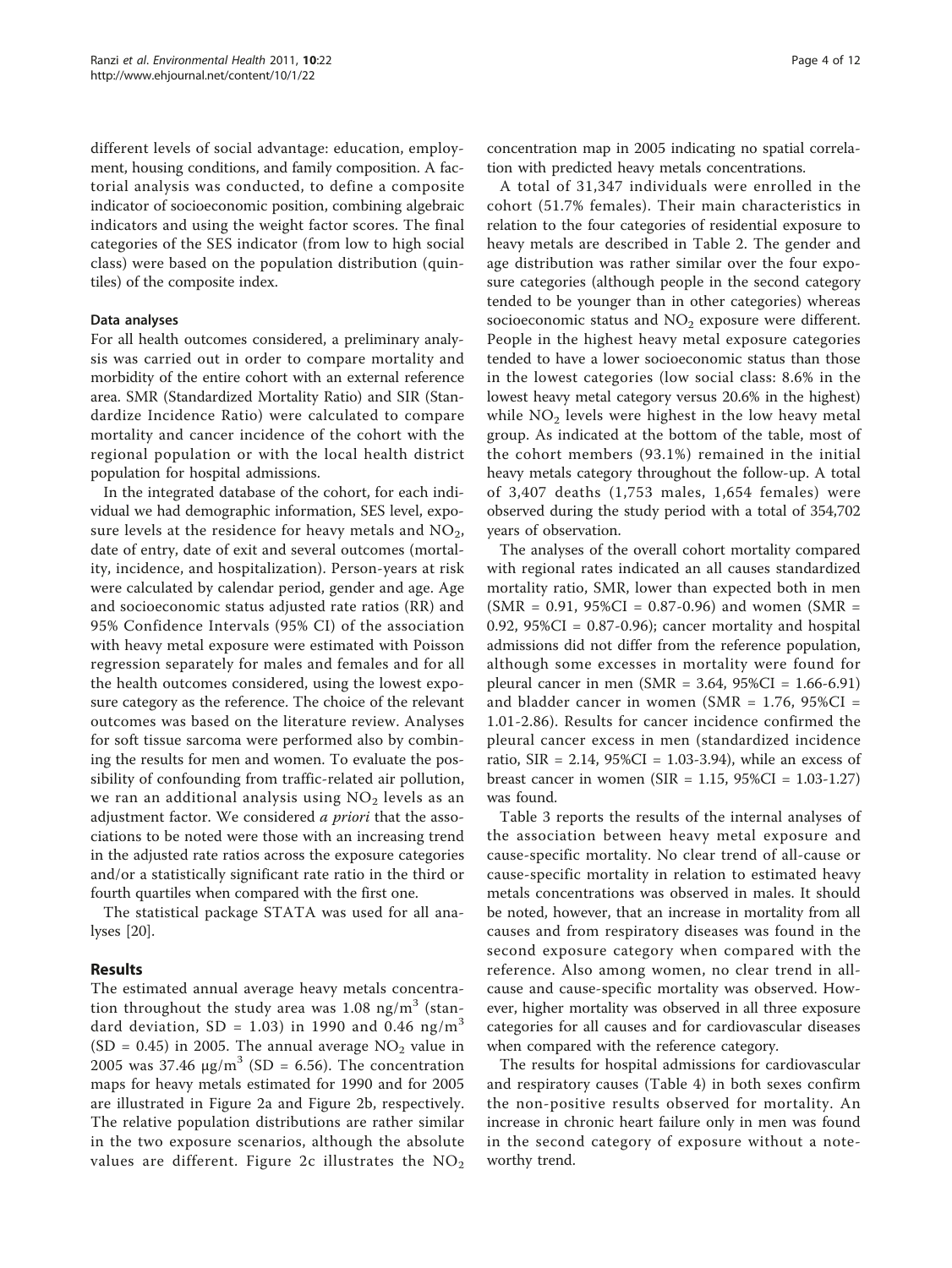different levels of social advantage: education, employment, housing conditions, and family composition. A factorial analysis was conducted, to define a composite indicator of socioeconomic position, combining algebraic indicators and using the weight factor scores. The final categories of the SES indicator (from low to high social class) were based on the population distribution (quintiles) of the composite index.

#### Data analyses

For all health outcomes considered, a preliminary analysis was carried out in order to compare mortality and morbidity of the entire cohort with an external reference area. SMR (Standardized Mortality Ratio) and SIR (Standardize Incidence Ratio) were calculated to compare mortality and cancer incidence of the cohort with the regional population or with the local health district population for hospital admissions.

In the integrated database of the cohort, for each individual we had demographic information, SES level, exposure levels at the residence for heavy metals and $NO_2$, date of entry, date of exit and several outcomes (mortality, incidence, and hospitalization). Person-years at risk were calculated by calendar period, gender and age. Age and socioeconomic status adjusted rate ratios (RR) and 95% Confidence Intervals (95% CI) of the association with heavy metal exposure were estimated with Poisson regression separately for males and females and for all the health outcomes considered, using the lowest exposure category as the reference. The choice of the relevant outcomes was based on the literature review. Analyses for soft tissue sarcoma were performed also by combining the results for men and women. To evaluate the possibility of confounding from traffic-related air pollution, we ran an additional analysis using $NO_2$ levels as an adjustment factor. We considered *a priori* that the associations to be noted were those with an increasing trend in the adjusted rate ratios across the exposure categories and/or a statistically significant rate ratio in the third or fourth quartiles when compared with the first one.

The statistical package STATA was used for all analyses [20].

## Results

The estimated annual average heavy metals concentration throughout the study area was 1.08 $ng/m^3$ (standard deviation, SD = 1.03) in 1990 and 0.46 $ng/m^3$ (SD = 0.45) in 2005. The annual average $NO_2$ value in 2005 was 37.46 $\mu g/m^3$ (SD = 6.56). The concentration maps for heavy metals estimated for 1990 and for 2005 are illustrated in Figure 2a and Figure 2b, respectively. The relative population distributions are rather similar in the two exposure scenarios, although the absolute values are different. Figure 2c illustrates the $NO_2$ concentration map in 2005 indicating no spatial correlation with predicted heavy metals concentrations.

A total of 31,347 individuals were enrolled in the cohort (51.7% females). Their main characteristics in relation to the four categories of residential exposure to heavy metals are described in Table 2. The gender and age distribution was rather similar over the four exposure categories (although people in the second category tended to be younger than in other categories) whereas socioeconomic status and $NO_2$ exposure were different. People in the highest heavy metal exposure categories tended to have a lower socioeconomic status than those in the lowest categories (low social class: 8.6% in the lowest heavy metal category versus 20.6% in the highest) while $NO_2$ levels were highest in the low heavy metal group. As indicated at the bottom of the table, most of the cohort members (93.1%) remained in the initial heavy metals category throughout the follow-up. A total of 3,407 deaths (1,753 males, 1,654 females) were observed during the study period with a total of 354,702 years of observation.

The analyses of the overall cohort mortality compared with regional rates indicated an all causes standardized mortality ratio, SMR, lower than expected both in men (SMR = 0.91, 95%CI = 0.87-0.96) and women (SMR = 0.92, 95%CI = 0.87-0.96); cancer mortality and hospital admissions did not differ from the reference population, although some excesses in mortality were found for pleural cancer in men (SMR = 3.64, 95%CI = 1.66-6.91) and bladder cancer in women (SMR = 1.76, 95%CI = 1.01-2.86). Results for cancer incidence confirmed the pleural cancer excess in men (standardized incidence ratio, SIR = 2.14, 95%CI = 1.03-3.94), while an excess of breast cancer in women (SIR = 1.15, 95%CI = 1.03-1.27) was found.

Table 3 reports the results of the internal analyses of the association between heavy metal exposure and cause-specific mortality. No clear trend of all-cause or cause-specific mortality in relation to estimated heavy metals concentrations was observed in males. It should be noted, however, that an increase in mortality from all causes and from respiratory diseases was found in the second exposure category when compared with the reference. Also among women, no clear trend in all-cause and cause-specific mortality was observed. However, higher mortality was observed in all three exposure categories for all causes and for cardiovascular diseases when compared with the reference category.

The results for hospital admissions for cardiovascular and respiratory causes (Table 4) in both sexes confirm the non-positive results observed for mortality. An increase in chronic heart failure only in men was found in the second category of exposure without a noteworthy trend.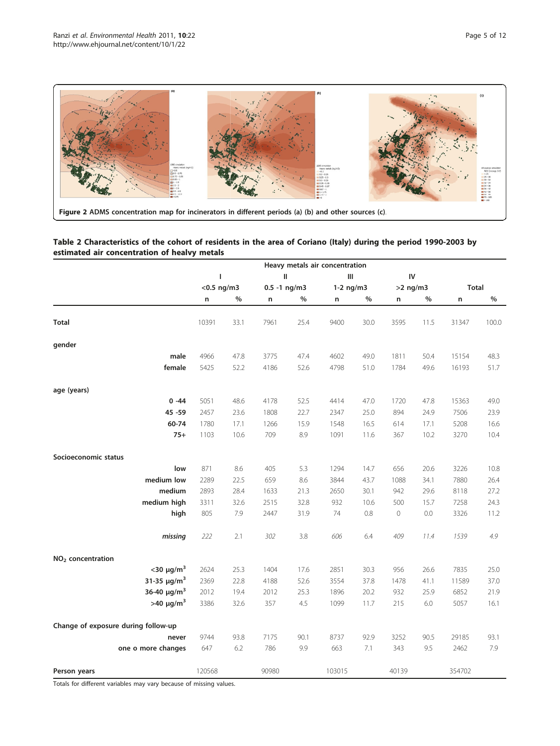**Figure 2** ADMS concentration map for incinerators in different periods (a) (b) and other sources (c).

**Table 2 Characteristics of the cohort of residents in the area of Coriano (Italy) during the period 1990-2003 by estimated air concentration of healvy metals**

| | Heavy metals air concentration | | | | | | | | | |
|---|---|---|---|---|---|---|---|---|---|---|
| | I | | II | | III | | IV | | | |
| | <0.5 ng/m3 | | 0.5 -1 ng/m3 | | 1-2 ng/m3 | | >2 ng/m3 | | Total | |
| | n | % | n | % | n | % | n | % | n | % |
| **Total** | 10391 | 33.1 | 7961 | 25.4 | 9400 | 30.0 | 3595 | 11.5 | 31347 | 100.0 |
| **gender** | | | | | | | | | | |
| **male** | 4966 | 47.8 | 3775 | 47.4 | 4602 | 49.0 | 1811 | 50.4 | 15154 | 48.3 |
| **female** | 5425 | 52.2 | 4186 | 52.6 | 4798 | 51.0 | 1784 | 49.6 | 16193 | 51.7 |
| **age (years)** | | | | | | | | | | |
| **0 -44** | 5051 | 48.6 | 4178 | 52.5 | 4414 | 47.0 | 1720 | 47.8 | 15363 | 49.0 |
| **45 -59** | 2457 | 23.6 | 1808 | 22.7 | 2347 | 25.0 | 894 | 24.9 | 7506 | 23.9 |
| **60-74** | 1780 | 17.1 | 1266 | 15.9 | 1548 | 16.5 | 614 | 17.1 | 5208 | 16.6 |
| **75+** | 1103 | 10.6 | 709 | 8.9 | 1091 | 11.6 | 367 | 10.2 | 3270 | 10.4 |
| **Socioeconomic status** | | | | | | | | | | |
| **low** | 871 | 8.6 | 405 | 5.3 | 1294 | 14.7 | 656 | 20.6 | 3226 | 10.8 |
| **medium low** | 2289 | 22.5 | 659 | 8.6 | 3844 | 43.7 | 1088 | 34.1 | 7880 | 26.4 |
| **medium** | 2893 | 28.4 | 1633 | 21.3 | 2650 | 30.1 | 942 | 29.6 | 8118 | 27.2 |
| **medium high** | 3311 | 32.6 | 2515 | 32.8 | 932 | 10.6 | 500 | 15.7 | 7258 | 24.3 |
| **high** | 805 | 7.9 | 2447 | 31.9 | 74 | 0.8 | 0 | 0.0 | 3326 | 11.2 |
| ***missing*** | *222* | 2.1 | *302* | 3.8 | *606* | 6.4 | *409* | *11.4* | *1539* | *4.9* |
| **$NO_2$ concentration** | | | | | | | | | | |
| **<30 μg/m$^3$** | 2624 | 25.3 | 1404 | 17.6 | 2851 | 30.3 | 956 | 26.6 | 7835 | 25.0 |
| **31-35 μg/m$^3$** | 2369 | 22.8 | 4188 | 52.6 | 3554 | 37.8 | 1478 | 41.1 | 11589 | 37.0 |
| **36-40 μg/m$^3$** | 2012 | 19.4 | 2012 | 25.3 | 1896 | 20.2 | 932 | 25.9 | 6852 | 21.9 |
| **>40 μg/m$^3$** | 3386 | 32.6 | 357 | 4.5 | 1099 | 11.7 | 215 | 6.0 | 5057 | 16.1 |
| **Change of exposure during follow-up** | | | | | | | | | | |
| **never** | 9744 | 93.8 | 7175 | 90.1 | 8737 | 92.9 | 3252 | 90.5 | 29185 | 93.1 |
| **one o more changes** | 647 | 6.2 | 786 | 9.9 | 663 | 7.1 | 343 | 9.5 | 2462 | 7.9 |
| **Person years** | 120568 | | 90980 | | 103015 | | 40139 | | 354702 | |

Totals for different variables may vary because of missing values.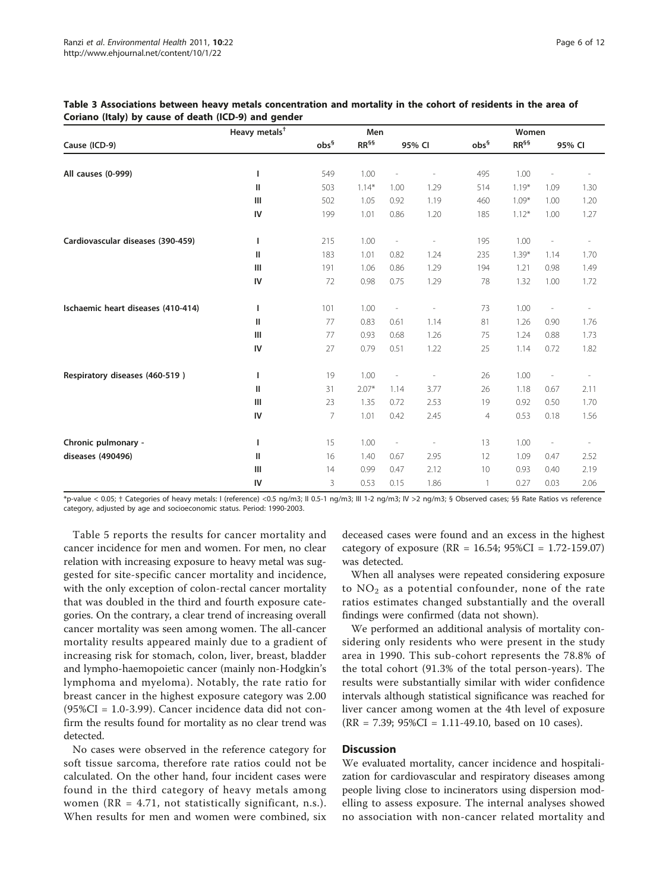**Table 3 Associations between heavy metals concentration and mortality in the cohort of residents in the area of Coriano (Italy) by cause of death (ICD-9) and gender**

| Cause (ICD-9) | Heavy metals[†] | Men | | | | Women | | | |
|---|---|---|---|---|---|---|---|---|---|
| | | obs[§] | RR[§§] | 95% CI | | obs[§] | RR[§§] | 95% CI | |
| **All causes (0-999)** | I | 549 | 1.00 | - | - | 495 | 1.00 | - | - |
| | II | 503 | 1.14* | 1.00 | 1.29 | 514 | 1.19* | 1.09 | 1.30 |
| | III | 502 | 1.05 | 0.92 | 1.19 | 460 | 1.09* | 1.00 | 1.20 |
| | IV | 199 | 1.01 | 0.86 | 1.20 | 185 | 1.12* | 1.00 | 1.27 |
| **Cardiovascular diseases (390-459)** | I | 215 | 1.00 | - | - | 195 | 1.00 | - | - |
| | II | 183 | 1.01 | 0.82 | 1.24 | 235 | 1.39* | 1.14 | 1.70 |
| | III | 191 | 1.06 | 0.86 | 1.29 | 194 | 1.21 | 0.98 | 1.49 |
| | IV | 72 | 0.98 | 0.75 | 1.29 | 78 | 1.32 | 1.00 | 1.72 |
| **Ischaemic heart diseases (410-414)** | I | 101 | 1.00 | - | - | 73 | 1.00 | - | - |
| | II | 77 | 0.83 | 0.61 | 1.14 | 81 | 1.26 | 0.90 | 1.76 |
| | III | 77 | 0.93 | 0.68 | 1.26 | 75 | 1.24 | 0.88 | 1.73 |
| | IV | 27 | 0.79 | 0.51 | 1.22 | 25 | 1.14 | 0.72 | 1.82 |
| **Respiratory diseases (460-519 )** | I | 19 | 1.00 | - | - | 26 | 1.00 | - | - |
| | II | 31 | 2.07* | 1.14 | 3.77 | 26 | 1.18 | 0.67 | 2.11 |
| | III | 23 | 1.35 | 0.72 | 2.53 | 19 | 0.92 | 0.50 | 1.70 |
| | IV | 7 | 1.01 | 0.42 | 2.45 | 4 | 0.53 | 0.18 | 1.56 |
| **Chronic pulmonary - diseases (490496)** | I | 15 | 1.00 | - | - | 13 | 1.00 | - | - |
| | II | 16 | 1.40 | 0.67 | 2.95 | 12 | 1.09 | 0.47 | 2.52 |
| | III | 14 | 0.99 | 0.47 | 2.12 | 10 | 0.93 | 0.40 | 2.19 |
| | IV | 3 | 0.53 | 0.15 | 1.86 | 1 | 0.27 | 0.03 | 2.06 |

*p-value < 0.05; † Categories of heavy metals: I (reference) <0.5 ng/m3; II 0.5-1 ng/m3; III 1-2 ng/m3; IV >2 ng/m3; § Observed cases; §§ Rate Ratios vs reference category, adjusted by age and socioeconomic status. Period: 1990-2003.

Table 5 reports the results for cancer mortality and cancer incidence for men and women. For men, no clear relation with increasing exposure to heavy metal was suggested for site-specific cancer mortality and incidence, with the only exception of colon-rectal cancer mortality that was doubled in the third and fourth exposure categories. On the contrary, a clear trend of increasing overall cancer mortality was seen among women. The all-cancer mortality results appeared mainly due to a gradient of increasing risk for stomach, colon, liver, breast, bladder and lympho-haemopoietic cancer (mainly non-Hodgkin's lymphoma and myeloma). Notably, the rate ratio for breast cancer in the highest exposure category was 2.00 (95%CI = 1.0-3.99). Cancer incidence data did not confirm the results found for mortality as no clear trend was detected.

No cases were observed in the reference category for soft tissue sarcoma, therefore rate ratios could not be calculated. On the other hand, four incident cases were found in the third category of heavy metals among women (RR = 4.71, not statistically significant, n.s.). When results for men and women were combined, six deceased cases were found and an excess in the highest category of exposure (RR = 16.54; 95%CI = 1.72-159.07) was detected.

When all analyses were repeated considering exposure to $NO_2$ as a potential confounder, none of the rate ratios estimates changed substantially and the overall findings were confirmed (data not shown).

We performed an additional analysis of mortality considering only residents who were present in the study area in 1990. This sub-cohort represents the 78.8% of the total cohort (91.3% of the total person-years). The results were substantially similar with wider confidence intervals although statistical significance was reached for liver cancer among women at the 4th level of exposure (RR = 7.39; 95%CI = 1.11-49.10, based on 10 cases).

## Discussion

We evaluated mortality, cancer incidence and hospitalization for cardiovascular and respiratory diseases among people living close to incinerators using dispersion modelling to assess exposure. The internal analyses showed no association with non-cancer related mortality and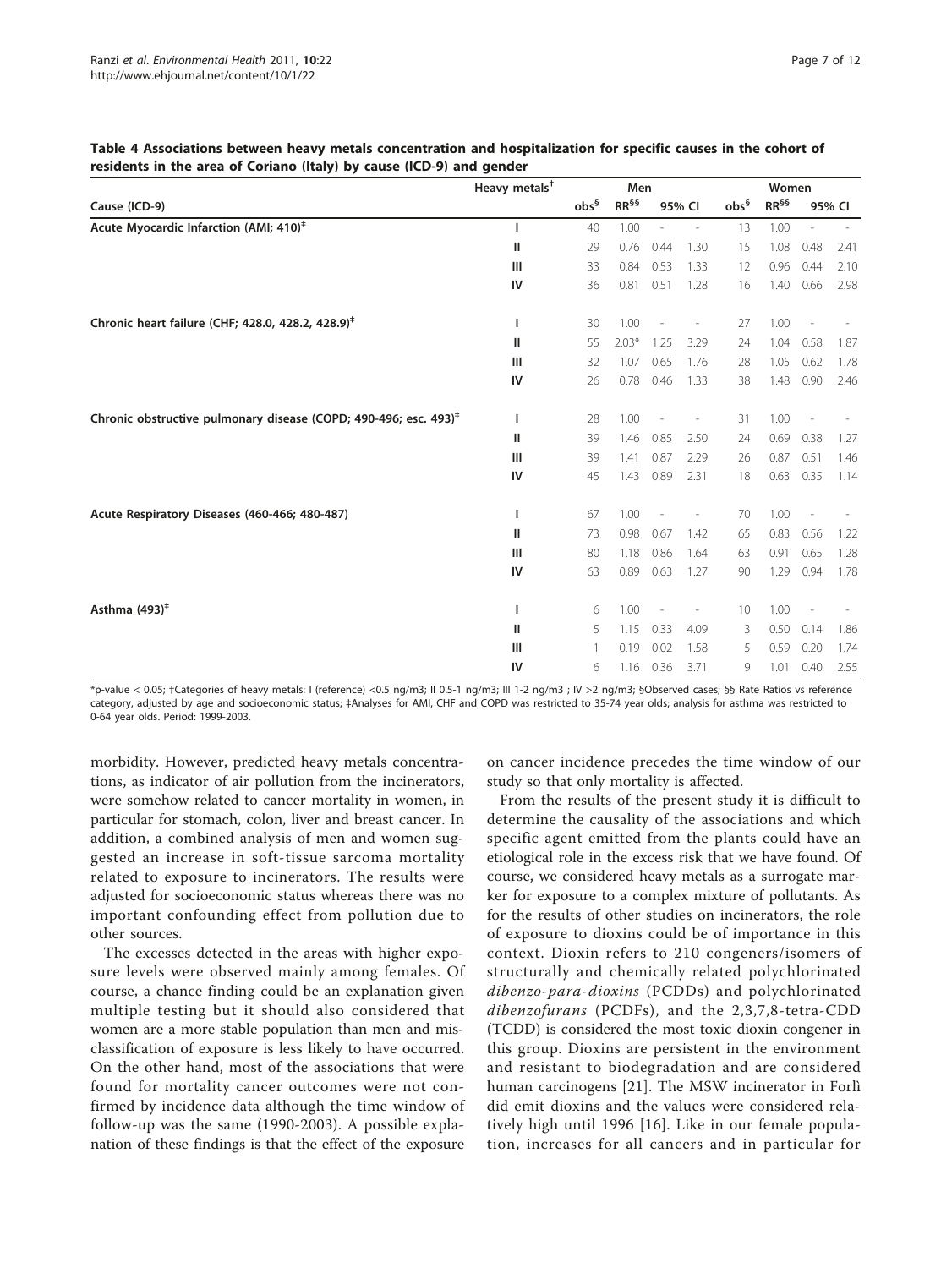**Table 4 Associations between heavy metals concentration and hospitalization for specific causes in the cohort of residents in the area of Coriano (Italy) by cause (ICD-9) and gender**

| Cause (ICD-9) | Heavy metals[†] | Men | | | | Women | | | |
|---|---|---|---|---|---|---|---|---|---|
| | | obs[§] | RR[§§] | 95% CI | | obs[§] | RR[§§] | 95% CI | |
| Acute Myocardial Infarction (AMI; 410)[‡] | I | 40 | 1.00 | - | - | 13 | 1.00 | - | - |
| | II | 29 | 0.76 | 0.44 | 1.30 | 15 | 1.08 | 0.48 | 2.41 |
| | III | 33 | 0.84 | 0.53 | 1.33 | 12 | 0.96 | 0.44 | 2.10 |
| | IV | 36 | 0.81 | 0.51 | 1.28 | 16 | 1.40 | 0.66 | 2.98 |
| Chronic heart failure (CHF; 428.0, 428.2, 428.9)[‡] | I | 30 | 1.00 | - | - | 27 | 1.00 | - | - |
| | II | 55 | 2.03* | 1.25 | 3.29 | 24 | 1.04 | 0.58 | 1.87 |
| | III | 32 | 1.07 | 0.65 | 1.76 | 28 | 1.05 | 0.62 | 1.78 |
| | IV | 26 | 0.78 | 0.46 | 1.33 | 38 | 1.48 | 0.90 | 2.46 |
| Chronic obstructive pulmonary disease (COPD; 490-496; esc. 493)[‡] | I | 28 | 1.00 | - | - | 31 | 1.00 | - | - |
| | II | 39 | 1.46 | 0.85 | 2.50 | 24 | 0.69 | 0.38 | 1.27 |
| | III | 39 | 1.41 | 0.87 | 2.29 | 26 | 0.87 | 0.51 | 1.46 |
| | IV | 45 | 1.43 | 0.89 | 2.31 | 18 | 0.63 | 0.35 | 1.14 |
| Acute Respiratory Diseases (460-466; 480-487) | I | 67 | 1.00 | - | - | 70 | 1.00 | - | - |
| | II | 73 | 0.98 | 0.67 | 1.42 | 65 | 0.83 | 0.56 | 1.22 |
| | III | 80 | 1.18 | 0.86 | 1.64 | 63 | 0.91 | 0.65 | 1.28 |
| | IV | 63 | 0.89 | 0.63 | 1.27 | 90 | 1.29 | 0.94 | 1.78 |
| Asthma (493)[‡] | I | 6 | 1.00 | - | - | 10 | 1.00 | - | - |
| | II | 5 | 1.15 | 0.33 | 4.09 | 3 | 0.50 | 0.14 | 1.86 |
| | III | 1 | 0.19 | 0.02 | 1.58 | 5 | 0.59 | 0.20 | 1.74 |
| | IV | 6 | 1.16 | 0.36 | 3.71 | 9 | 1.01 | 0.40 | 2.55 |

*p-value < 0.05; †Categories of heavy metals: I (reference) <0.5 ng/m3; II 0.5-1 ng/m3; III 1-2 ng/m3 ; IV >2 ng/m3; §Observed cases; §§ Rate Ratios vs reference category, adjusted by age and socioeconomic status; ‡Analyses for AMI, CHF and COPD was restricted to 35-74 year olds; analysis for asthma was restricted to 0-64 year olds. Period: 1999-2003.

morbidity. However, predicted heavy metals concentrations, as indicator of air pollution from the incinerators, were somehow related to cancer mortality in women, in particular for stomach, colon, liver and breast cancer. In addition, a combined analysis of men and women suggested an increase in soft-tissue sarcoma mortality related to exposure to incinerators. The results were adjusted for socioeconomic status whereas there was no important confounding effect from pollution due to other sources.

The excesses detected in the areas with higher exposure levels were observed mainly among females. Of course, a chance finding could be an explanation given multiple testing but it should also considered that women are a more stable population than men and misclassification of exposure is less likely to have occurred. On the other hand, most of the associations that were found for mortality cancer outcomes were not confirmed by incidence data although the time window of follow-up was the same (1990-2003). A possible explanation of these findings is that the effect of the exposure on cancer incidence precedes the time window of our study so that only mortality is affected.

From the results of the present study it is difficult to determine the causality of the associations and which specific agent emitted from the plants could have an etiological role in the excess risk that we have found. Of course, we considered heavy metals as a surrogate marker for exposure to a complex mixture of pollutants. As for the results of other studies on incinerators, the role of exposure to dioxins could be of importance in this context. Dioxin refers to 210 congeners/isomers of structurally and chemically related polychlorinated *dibenzo-para-dioxins* (PCDDs) and polychlorinated *dibenzofurans* (PCDFs), and the 2,3,7,8-tetra-CDD (TCDD) is considered the most toxic dioxin congener in this group. Dioxins are persistent in the environment and resistant to biodegradation and are considered human carcinogens [21]. The MSW incinerator in Forlì did emit dioxins and the values were considered relatively high until 1996 [16]. Like in our female population, increases for all cancers and in particular for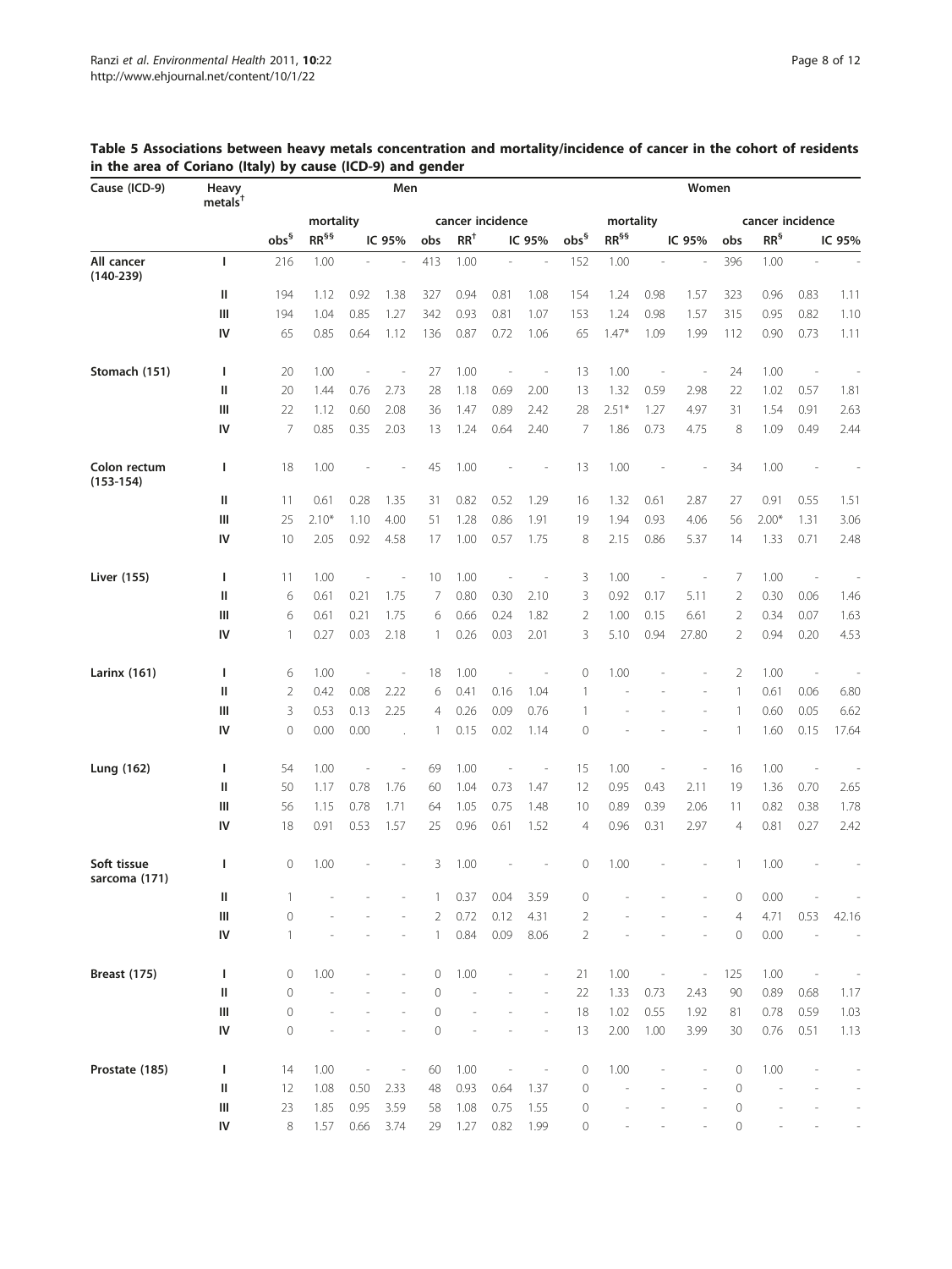**Table 5 Associations between heavy metals concentration and mortality/incidence of cancer in the cohort of residents in the area of Coriano (Italy) by cause (ICD-9) and gender**

| Cause (ICD-9) | Heavy metals† | Men | | | | | | | | Women | | | | | | | |
|---|---|---|---|---|---|---|---|---|---|---|---|---|---|---|---|---|---|
| | | mortality | | | | cancer incidence | | | | mortality | | | | cancer incidence | | | |
| | | obs§ | RR§§ | IC 95% | | obs | RR† | IC 95% | | obs§ | RR§§ | IC 95% | | obs | RR§ | IC 95% | |
| All cancer (140-239) | I | 216 | 1.00 | - | - | 413 | 1.00 | - | - | 152 | 1.00 | - | - | 396 | 1.00 | - | - |
| | II | 194 | 1.12 | 0.92 | 1.38 | 327 | 0.94 | 0.81 | 1.08 | 154 | 1.24 | 0.98 | 1.57 | 323 | 0.96 | 0.83 | 1.11 |
| | III | 194 | 1.04 | 0.85 | 1.27 | 342 | 0.93 | 0.81 | 1.07 | 153 | 1.24 | 0.98 | 1.57 | 315 | 0.95 | 0.82 | 1.10 |
| | IV | 65 | 0.85 | 0.64 | 1.12 | 136 | 0.87 | 0.72 | 1.06 | 65 | 1.47* | 1.09 | 1.99 | 112 | 0.90 | 0.73 | 1.11 |
| Stomach (151) | I | 20 | 1.00 | - | - | 27 | 1.00 | - | - | 13 | 1.00 | - | - | 24 | 1.00 | - | - |
| | II | 20 | 1.44 | 0.76 | 2.73 | 28 | 1.18 | 0.69 | 2.00 | 13 | 1.32 | 0.59 | 2.98 | 22 | 1.02 | 0.57 | 1.81 |
| | III | 22 | 1.12 | 0.60 | 2.08 | 36 | 1.47 | 0.89 | 2.42 | 28 | 2.51* | 1.27 | 4.97 | 31 | 1.54 | 0.91 | 2.63 |
| | IV | 7 | 0.85 | 0.35 | 2.03 | 13 | 1.24 | 0.64 | 2.40 | 7 | 1.86 | 0.73 | 4.75 | 8 | 1.09 | 0.49 | 2.44 |
| Colon rectum (153-154) | I | 18 | 1.00 | - | - | 45 | 1.00 | - | - | 13 | 1.00 | - | - | 34 | 1.00 | - | - |
| | II | 11 | 0.61 | 0.28 | 1.35 | 31 | 0.82 | 0.52 | 1.29 | 16 | 1.32 | 0.61 | 2.87 | 27 | 0.91 | 0.55 | 1.51 |
| | III | 25 | 2.10* | 1.10 | 4.00 | 51 | 1.28 | 0.86 | 1.91 | 19 | 1.94 | 0.93 | 4.06 | 56 | 2.00* | 1.31 | 3.06 |
| | IV | 10 | 2.05 | 0.92 | 4.58 | 17 | 1.00 | 0.57 | 1.75 | 8 | 2.15 | 0.86 | 5.37 | 14 | 1.33 | 0.71 | 2.48 |
| Liver (155) | I | 11 | 1.00 | - | - | 10 | 1.00 | - | - | 3 | 1.00 | - | - | 7 | 1.00 | - | - |
| | II | 6 | 0.61 | 0.21 | 1.75 | 7 | 0.80 | 0.30 | 2.10 | 3 | 0.92 | 0.17 | 5.11 | 2 | 0.30 | 0.06 | 1.46 |
| | III | 6 | 0.61 | 0.21 | 1.75 | 6 | 0.66 | 0.24 | 1.82 | 2 | 1.00 | 0.15 | 6.61 | 2 | 0.34 | 0.07 | 1.63 |
| | IV | 1 | 0.27 | 0.03 | 2.18 | 1 | 0.26 | 0.03 | 2.01 | 3 | 5.10 | 0.94 | 27.80 | 2 | 0.94 | 0.20 | 4.53 |
| Larinx (161) | I | 6 | 1.00 | - | - | 18 | 1.00 | - | - | 0 | 1.00 | - | - | 2 | 1.00 | - | - |
| | II | 2 | 0.42 | 0.08 | 2.22 | 6 | 0.41 | 0.16 | 1.04 | 1 | - | - | - | 1 | 0.61 | 0.06 | 6.80 |
| | III | 3 | 0.53 | 0.13 | 2.25 | 4 | 0.26 | 0.09 | 0.76 | 1 | - | - | - | 1 | 0.60 | 0.05 | 6.62 |
| | IV | 0 | 0.00 | 0.00 | . | 1 | 0.15 | 0.02 | 1.14 | 0 | - | - | - | 1 | 1.60 | 0.15 | 17.64 |
| Lung (162) | I | 54 | 1.00 | - | - | 69 | 1.00 | - | - | 15 | 1.00 | - | - | 16 | 1.00 | - | - |
| | II | 50 | 1.17 | 0.78 | 1.76 | 60 | 1.04 | 0.73 | 1.47 | 12 | 0.95 | 0.43 | 2.11 | 19 | 1.36 | 0.70 | 2.65 |
| | III | 56 | 1.15 | 0.78 | 1.71 | 64 | 1.05 | 0.75 | 1.48 | 10 | 0.89 | 0.39 | 2.06 | 11 | 0.82 | 0.38 | 1.78 |
| | IV | 18 | 0.91 | 0.53 | 1.57 | 25 | 0.96 | 0.61 | 1.52 | 4 | 0.96 | 0.31 | 2.97 | 4 | 0.81 | 0.27 | 2.42 |
| Soft tissue sarcoma (171) | I | 0 | 1.00 | - | - | 3 | 1.00 | - | - | 0 | 1.00 | - | - | 1 | 1.00 | - | - |
| | II | 1 | - | - | - | 1 | 0.37 | 0.04 | 3.59 | 0 | - | - | - | 0 | 0.00 | - | - |
| | III | 0 | - | - | - | 2 | 0.72 | 0.12 | 4.31 | 2 | - | - | - | 4 | 4.71 | 0.53 | 42.16 |
| | IV | 1 | - | - | - | 1 | 0.84 | 0.09 | 8.06 | 2 | - | - | - | 0 | 0.00 | - | - |
| Breast (175) | I | 0 | 1.00 | - | - | 0 | 1.00 | - | - | 21 | 1.00 | - | - | 125 | 1.00 | - | - |
| | II | 0 | - | - | - | 0 | - | - | - | 22 | 1.33 | 0.73 | 2.43 | 90 | 0.89 | 0.68 | 1.17 |
| | III | 0 | - | - | - | 0 | - | - | - | 18 | 1.02 | 0.55 | 1.92 | 81 | 0.78 | 0.59 | 1.03 |
| | IV | 0 | - | - | - | 0 | - | - | - | 13 | 2.00 | 1.00 | 3.99 | 30 | 0.76 | 0.51 | 1.13 |
| Prostate (185) | I | 14 | 1.00 | - | - | 60 | 1.00 | - | - | 0 | 1.00 | - | - | 0 | 1.00 | - | - |
| | II | 12 | 1.08 | 0.50 | 2.33 | 48 | 0.93 | 0.64 | 1.37 | 0 | - | - | - | 0 | - | - | - |
| | III | 23 | 1.85 | 0.95 | 3.59 | 58 | 1.08 | 0.75 | 1.55 | 0 | - | - | - | 0 | - | - | - |
| | IV | 8 | 1.57 | 0.66 | 3.74 | 29 | 1.27 | 0.82 | 1.99 | 0 | - | - | - | 0 | - | - | - |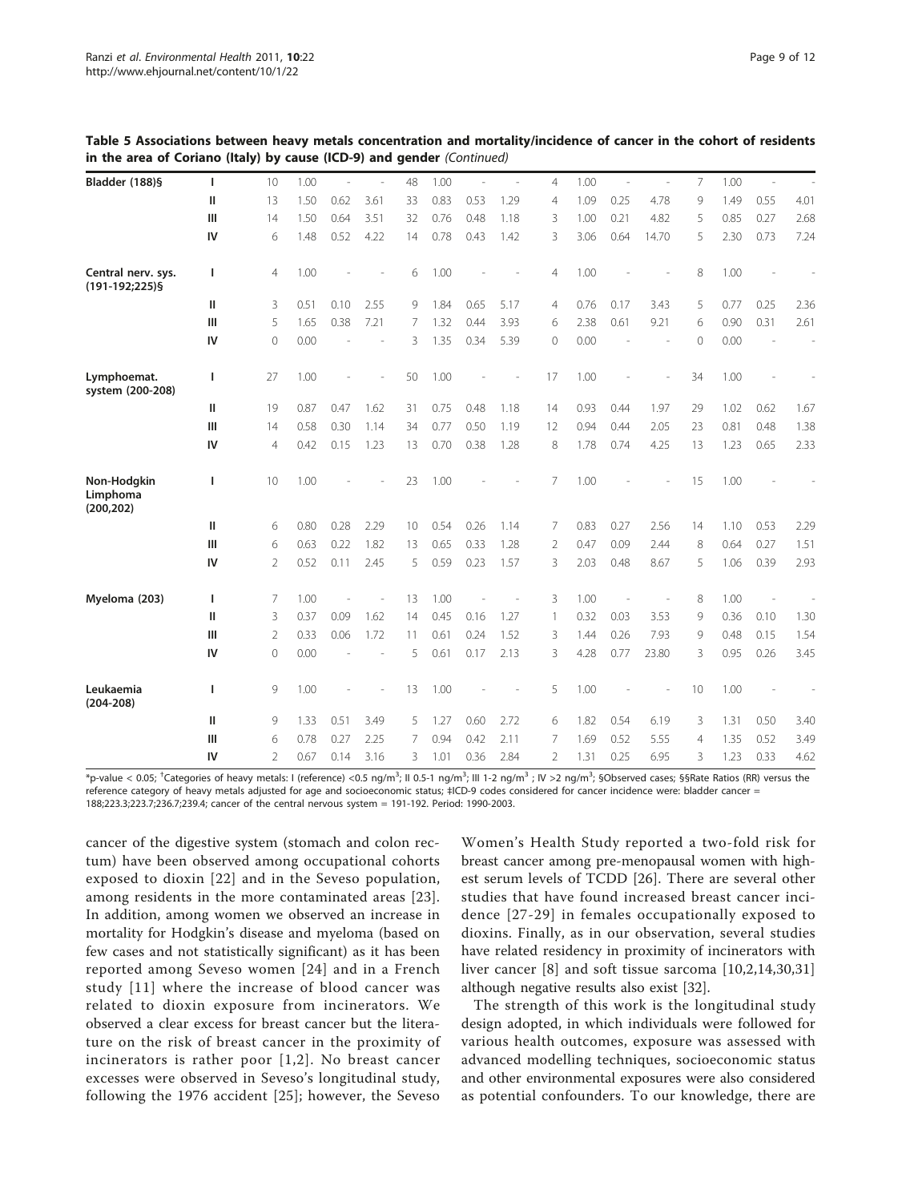**Table 5 Associations between heavy metals concentration and mortality/incidence of cancer in the cohort of residents in the area of Coriano (Italy) by cause (ICD-9) and gender** *(Continued)*

| | | | | | | | | | | | | | | | | | |
|---|---|---|---|---|---|---|---|---|---|---|---|---|---|---|---|---|---|
| **Bladder (188)§** | **I** | 10 | 1.00 | - | - | 48 | 1.00 | - | - | 4 | 1.00 | - | - | 7 | 1.00 | - | - |
| | **II** | 13 | 1.50 | 0.62 | 3.61 | 33 | 0.83 | 0.53 | 1.29 | 4 | 1.09 | 0.25 | 4.78 | 9 | 1.49 | 0.55 | 4.01 |
| | **III** | 14 | 1.50 | 0.64 | 3.51 | 32 | 0.76 | 0.48 | 1.18 | 3 | 1.00 | 0.21 | 4.82 | 5 | 0.85 | 0.27 | 2.68 |
| | **IV** | 6 | 1.48 | 0.52 | 4.22 | 14 | 0.78 | 0.43 | 1.42 | 3 | 3.06 | 0.64 | 14.70 | 5 | 2.30 | 0.73 | 7.24 |
| **Central nerv. sys. (191-192;225)§** | **I** | 4 | 1.00 | - | - | 6 | 1.00 | - | - | 4 | 1.00 | - | - | 8 | 1.00 | - | - |
| | **II** | 3 | 0.51 | 0.10 | 2.55 | 9 | 1.84 | 0.65 | 5.17 | 4 | 0.76 | 0.17 | 3.43 | 5 | 0.77 | 0.25 | 2.36 |
| | **III** | 5 | 1.65 | 0.38 | 7.21 | 7 | 1.32 | 0.44 | 3.93 | 6 | 2.38 | 0.61 | 9.21 | 6 | 0.90 | 0.31 | 2.61 |
| | **IV** | 0 | 0.00 | - | - | 3 | 1.35 | 0.34 | 5.39 | 0 | 0.00 | - | - | 0 | 0.00 | - | - |
| **Lymphoemat. system (200-208)** | **I** | 27 | 1.00 | - | - | 50 | 1.00 | - | - | 17 | 1.00 | - | - | 34 | 1.00 | - | - |
| | **II** | 19 | 0.87 | 0.47 | 1.62 | 31 | 0.75 | 0.48 | 1.18 | 14 | 0.93 | 0.44 | 1.97 | 29 | 1.02 | 0.62 | 1.67 |
| | **III** | 14 | 0.58 | 0.30 | 1.14 | 34 | 0.77 | 0.50 | 1.19 | 12 | 0.94 | 0.44 | 2.05 | 23 | 0.81 | 0.48 | 1.38 |
| | **IV** | 4 | 0.42 | 0.15 | 1.23 | 13 | 0.70 | 0.38 | 1.28 | 8 | 1.78 | 0.74 | 4.25 | 13 | 1.23 | 0.65 | 2.33 |
| **Non-Hodgkin Limphoma (200,202)** | **I** | 10 | 1.00 | - | - | 23 | 1.00 | - | - | 7 | 1.00 | - | - | 15 | 1.00 | - | - |
| | **II** | 6 | 0.80 | 0.28 | 2.29 | 10 | 0.54 | 0.26 | 1.14 | 7 | 0.83 | 0.27 | 2.56 | 14 | 1.10 | 0.53 | 2.29 |
| | **III** | 6 | 0.63 | 0.22 | 1.82 | 13 | 0.65 | 0.33 | 1.28 | 2 | 0.47 | 0.09 | 2.44 | 8 | 0.64 | 0.27 | 1.51 |
| | **IV** | 2 | 0.52 | 0.11 | 2.45 | 5 | 0.59 | 0.23 | 1.57 | 3 | 2.03 | 0.48 | 8.67 | 5 | 1.06 | 0.39 | 2.93 |
| **Myeloma (203)** | **I** | 7 | 1.00 | - | - | 13 | 1.00 | - | - | 3 | 1.00 | - | - | 8 | 1.00 | - | - |
| | **II** | 3 | 0.37 | 0.09 | 1.62 | 14 | 0.45 | 0.16 | 1.27 | 1 | 0.32 | 0.03 | 3.53 | 9 | 0.36 | 0.10 | 1.30 |
| | **III** | 2 | 0.33 | 0.06 | 1.72 | 11 | 0.61 | 0.24 | 1.52 | 3 | 1.44 | 0.26 | 7.93 | 9 | 0.48 | 0.15 | 1.54 |
| | **IV** | 0 | 0.00 | - | - | 5 | 0.61 | 0.17 | 2.13 | 3 | 4.28 | 0.77 | 23.80 | 3 | 0.95 | 0.26 | 3.45 |
| **Leukaemia (204-208)** | **I** | 9 | 1.00 | - | - | 13 | 1.00 | - | - | 5 | 1.00 | - | - | 10 | 1.00 | - | - |
| | **II** | 9 | 1.33 | 0.51 | 3.49 | 5 | 1.27 | 0.60 | 2.72 | 6 | 1.82 | 0.54 | 6.19 | 3 | 1.31 | 0.50 | 3.40 |
| | **III** | 6 | 0.78 | 0.27 | 2.25 | 7 | 0.94 | 0.42 | 2.11 | 7 | 1.69 | 0.52 | 5.55 | 4 | 1.35 | 0.52 | 3.49 |
| | **IV** | 2 | 0.67 | 0.14 | 3.16 | 3 | 1.01 | 0.36 | 2.84 | 2 | 1.31 | 0.25 | 6.95 | 3 | 1.23 | 0.33 | 4.62 |

*p-value < 0.05; †Categories of heavy metals: I (reference) <0.5 ng/m$^3$; II 0.5-1 ng/m$^3$; III 1-2 ng/m$^3$ ; IV >2 ng/m$^3$; §Observed cases; §§Rate Ratios (RR) versus the reference category of heavy metals adjusted for age and socioeconomic status; ‡ICD-9 codes considered for cancer incidence were: bladder cancer = 188;223.3;223.7;236.7;239.4; cancer of the central nervous system = 191-192. Period: 1990-2003.

cancer of the digestive system (stomach and colon rectum) have been observed among occupational cohorts exposed to dioxin [22] and in the Seveso population, among residents in the more contaminated areas [23]. In addition, among women we observed an increase in mortality for Hodgkin's disease and myeloma (based on few cases and not statistically significant) as it has been reported among Seveso women [24] and in a French study [11] where the increase of blood cancer was related to dioxin exposure from incinerators. We observed a clear excess for breast cancer but the literature on the risk of breast cancer in the proximity of incinerators is rather poor [1,2]. No breast cancer excesses were observed in Seveso's longitudinal study, following the 1976 accident [25]; however, the Seveso Women's Health Study reported a two-fold risk for breast cancer among pre-menopausal women with highest serum levels of TCDD [26]. There are several other studies that have found increased breast cancer incidence [27-29] in females occupationally exposed to dioxins. Finally, as in our observation, several studies have related residency in proximity of incinerators with liver cancer [8] and soft tissue sarcoma [10,2,14,30,31] although negative results also exist [32].

The strength of this work is the longitudinal study design adopted, in which individuals were followed for various health outcomes, exposure was assessed with advanced modelling techniques, socioeconomic status and other environmental exposures were also considered as potential confounders. To our knowledge, there are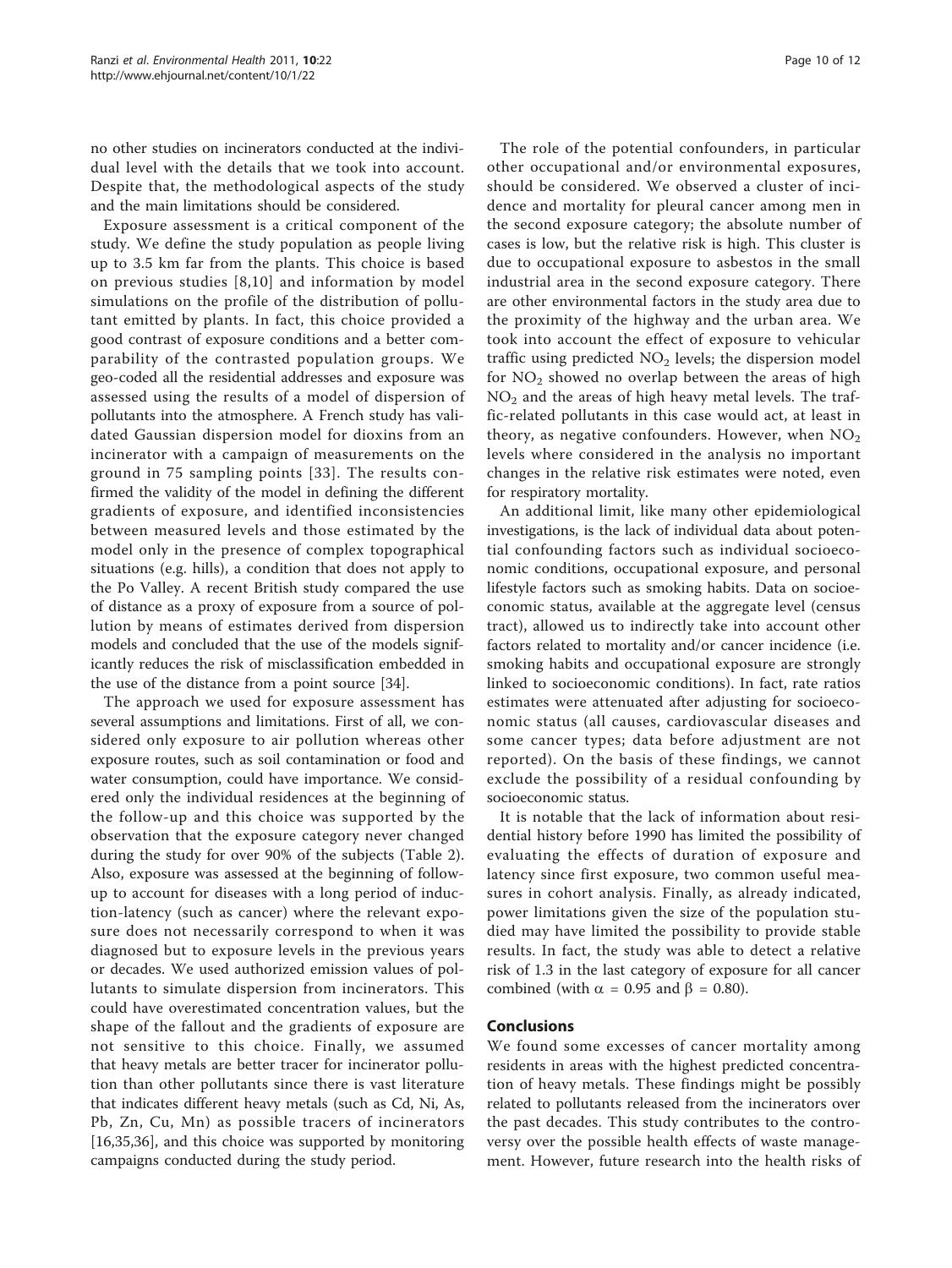no other studies on incinerators conducted at the individual level with the details that we took into account. Despite that, the methodological aspects of the study and the main limitations should be considered.

Exposure assessment is a critical component of the study. We define the study population as people living up to 3.5 km far from the plants. This choice is based on previous studies [8,10] and information by model simulations on the profile of the distribution of pollutant emitted by plants. In fact, this choice provided a good contrast of exposure conditions and a better comparability of the contrasted population groups. We geo-coded all the residential addresses and exposure was assessed using the results of a model of dispersion of pollutants into the atmosphere. A French study has validated Gaussian dispersion model for dioxins from an incinerator with a campaign of measurements on the ground in 75 sampling points [33]. The results confirmed the validity of the model in defining the different gradients of exposure, and identified inconsistencies between measured levels and those estimated by the model only in the presence of complex topographical situations (e.g. hills), a condition that does not apply to the Po Valley. A recent British study compared the use of distance as a proxy of exposure from a source of pollution by means of estimates derived from dispersion models and concluded that the use of the models significantly reduces the risk of misclassification embedded in the use of the distance from a point source [34].

The approach we used for exposure assessment has several assumptions and limitations. First of all, we considered only exposure to air pollution whereas other exposure routes, such as soil contamination or food and water consumption, could have importance. We considered only the individual residences at the beginning of the follow-up and this choice was supported by the observation that the exposure category never changed during the study for over 90% of the subjects (Table 2). Also, exposure was assessed at the beginning of follow-up to account for diseases with a long period of induction-latency (such as cancer) where the relevant exposure does not necessarily correspond to when it was diagnosed but to exposure levels in the previous years or decades. We used authorized emission values of pollutants to simulate dispersion from incinerators. This could have overestimated concentration values, but the shape of the fallout and the gradients of exposure are not sensitive to this choice. Finally, we assumed that heavy metals are better tracer for incinerator pollution than other pollutants since there is vast literature that indicates different heavy metals (such as Cd, Ni, As, Pb, Zn, Cu, Mn) as possible tracers of incinerators [16,35,36], and this choice was supported by monitoring campaigns conducted during the study period.

The role of the potential confounders, in particular other occupational and/or environmental exposures, should be considered. We observed a cluster of incidence and mortality for pleural cancer among men in the second exposure category; the absolute number of cases is low, but the relative risk is high. This cluster is due to occupational exposure to asbestos in the small industrial area in the second exposure category. There are other environmental factors in the study area due to the proximity of the highway and the urban area. We took into account the effect of exposure to vehicular traffic using predicted $NO_2$ levels; the dispersion model for $NO_2$ showed no overlap between the areas of high $NO_2$ and the areas of high heavy metal levels. The traffic-related pollutants in this case would act, at least in theory, as negative confounders. However, when $NO_2$ levels where considered in the analysis no important changes in the relative risk estimates were noted, even for respiratory mortality.

An additional limit, like many other epidemiological investigations, is the lack of individual data about potential confounding factors such as individual socioeconomic conditions, occupational exposure, and personal lifestyle factors such as smoking habits. Data on socioeconomic status, available at the aggregate level (census tract), allowed us to indirectly take into account other factors related to mortality and/or cancer incidence (i.e. smoking habits and occupational exposure are strongly linked to socioeconomic conditions). In fact, rate ratios estimates were attenuated after adjusting for socioeconomic status (all causes, cardiovascular diseases and some cancer types; data before adjustment are not reported). On the basis of these findings, we cannot exclude the possibility of a residual confounding by socioeconomic status.

It is notable that the lack of information about residential history before 1990 has limited the possibility of evaluating the effects of duration of exposure and latency since first exposure, two common useful measures in cohort analysis. Finally, as already indicated, power limitations given the size of the population studied may have limited the possibility to provide stable results. In fact, the study was able to detect a relative risk of 1.3 in the last category of exposure for all cancer combined (with $\alpha = 0.95$ and $\beta = 0.80$).

## Conclusions

We found some excesses of cancer mortality among residents in areas with the highest predicted concentration of heavy metals. These findings might be possibly related to pollutants released from the incinerators over the past decades. This study contributes to the controversy over the possible health effects of waste management. However, future research into the health risks of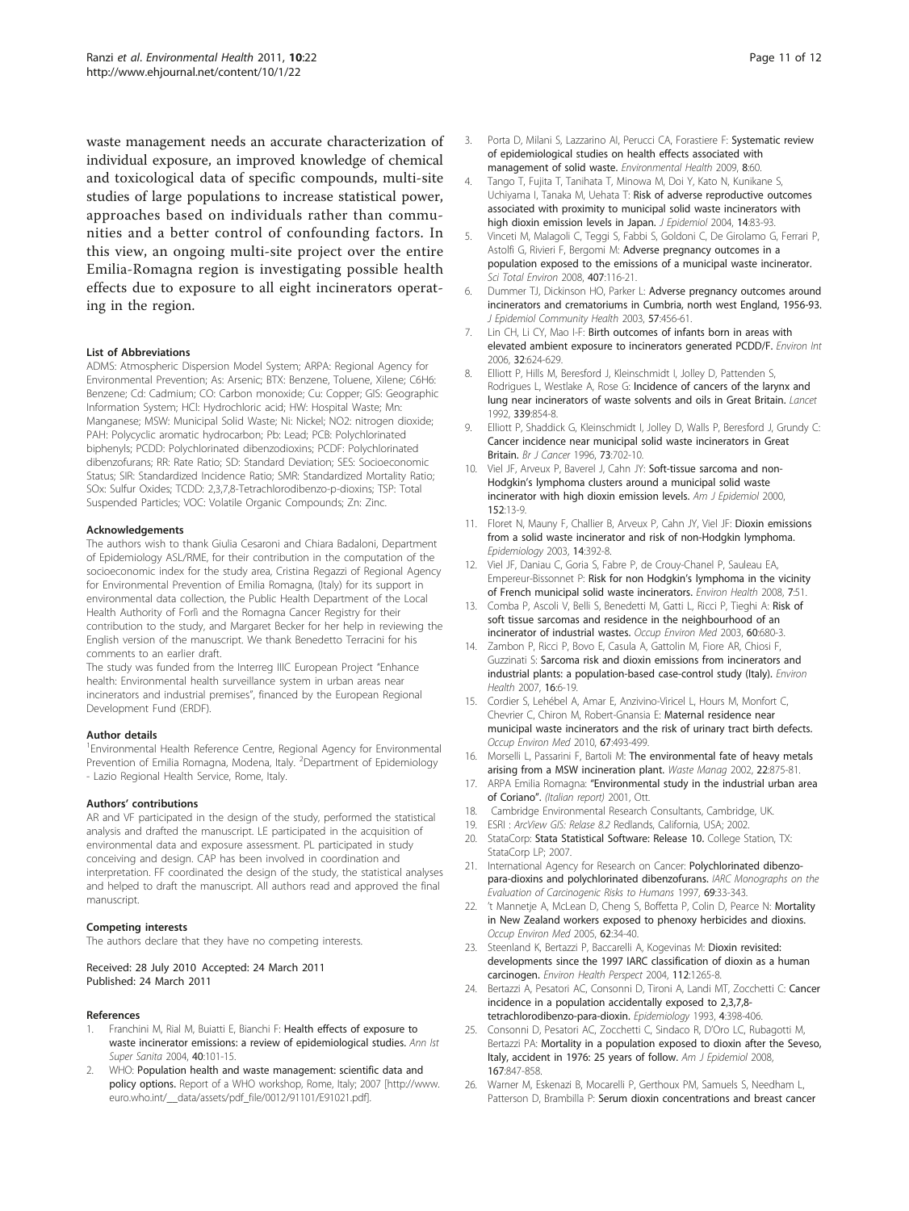waste management needs an accurate characterization of individual exposure, an improved knowledge of chemical and toxicological data of specific compounds, multi-site studies of large populations to increase statistical power, approaches based on individuals rather than communities and a better control of confounding factors. In this view, an ongoing multi-site project over the entire Emilia-Romagna region is investigating possible health effects due to exposure to all eight incinerators operating in the region.

#### List of Abbreviations

ADMS: Atmospheric Dispersion Model System; ARPA: Regional Agency for Environmental Prevention; As: Arsenic; BTX: Benzene, Toluene, Xilene; C6H6: Benzene; Cd: Cadmium; CO: Carbon monoxide; Cu: Copper; GIS: Geographic Information System; HCl: Hydrochloric acid; HW: Hospital Waste; Mn: Manganese; MSW: Municipal Solid Waste; Ni: Nickel; NO2: nitrogen dioxide; PAH: Polycyclic aromatic hydrocarbon; Pb: Lead; PCB: Polychlorinated biphenyls; PCDD: Polychlorinated dibenzodioxins; PCDF: Polychlorinated dibenzofurans; RR: Rate Ratio; SD: Standard Deviation; SES: Socioeconomic Status; SIR: Standardized Incidence Ratio; SMR: Standardized Mortality Ratio; SOx: Sulfur Oxides; TCDD: 2,3,7,8-Tetrachlorodibenzo-p-dioxins; TSP: Total Suspended Particles; VOC: Volatile Organic Compounds; Zn: Zinc.

#### Acknowledgements

The authors wish to thank Giulia Cesaroni and Chiara Badaloni, Department of Epidemiology ASL/RME, for their contribution in the computation of the socioeconomic index for the study area, Cristina Regazzi of Regional Agency for Environmental Prevention of Emilia Romagna, (Italy) for its support in environmental data collection, the Public Health Department of the Local Health Authority of Forlì and the Romagna Cancer Registry for their contribution to the study, and Margaret Becker for her help in reviewing the English version of the manuscript. We thank Benedetto Terracini for his comments to an earlier draft.

The study was funded from the Interreg IIIC European Project "Enhance health: Environmental health surveillance system in urban areas near incinerators and industrial premises", financed by the European Regional Development Fund (ERDF).

#### Author details

[1]Environmental Health Reference Centre, Regional Agency for Environmental Prevention of Emilia Romagna, Modena, Italy. [2]Department of Epidemiology - Lazio Regional Health Service, Rome, Italy.

#### Authors' contributions

AR and VF participated in the design of the study, performed the statistical analysis and drafted the manuscript. LE participated in the acquisition of environmental data and exposure assessment. PL participated in study conceiving and design. CAP has been involved in coordination and interpretation. FF coordinated the design of the study, the statistical analyses and helped to draft the manuscript. All authors read and approved the final manuscript.

#### Competing interests

The authors declare that they have no competing interests.

Received: 28 July 2010 Accepted: 24 March 2011
Published: 24 March 2011

#### References

1. Franchini M, Rial M, Buiatti E, Bianchi F: **Health effects of exposure to waste incinerator emissions: a review of epidemiological studies.** *Ann Ist Super Sanita* 2004, **40**:101-15.
2. WHO: **Population health and waste management: scientific data and policy options.** Report of a WHO workshop, Rome, Italy; 2007 [http://www.euro.who.int/__data/assets/pdf_file/0012/91101/E91021.pdf].
3. Porta D, Milani S, Lazzarino AI, Perucci CA, Forastiere F: **Systematic review of epidemiological studies on health effects associated with management of solid waste.** *Environmental Health* 2009, **8**:60.
4. Tango T, Fujita T, Tanihata T, Minowa M, Doi Y, Kato N, Kunikane S, Uchiyama I, Tanaka M, Uehata T: **Risk of adverse reproductive outcomes associated with proximity to municipal solid waste incinerators with high dioxin emission levels in Japan.** *J Epidemiol* 2004, **14**:83-93.
5. Vinceti M, Malagoli C, Teggi S, Fabbi S, Goldoni C, De Girolamo G, Ferrari P, Astolfi G, Rivieri F, Bergomi M: **Adverse pregnancy outcomes in a population exposed to the emissions of a municipal waste incinerator.** *Sci Total Environ* 2008, **407**:116-21.
6. Dummer TJ, Dickinson HO, Parker L: **Adverse pregnancy outcomes around incinerators and crematoriums in Cumbria, north west England, 1956-93.** *J Epidemiol Community Health* 2003, **57**:456-61.
7. Lin CH, Li CY, Mao I-F: **Birth outcomes of infants born in areas with elevated ambient exposure to incinerators generated PCDD/F.** *Environ Int* 2006, **32**:624-629.
8. Elliott P, Hills M, Beresford J, Kleinschmidt I, Jolley D, Pattenden S, Rodrigues L, Westlake A, Rose G: **Incidence of cancers of the larynx and lung near incinerators of waste solvents and oils in Great Britain.** *Lancet* 1992, **339**:854-8.
9. Elliott P, Shaddick G, Kleinschmidt I, Jolley D, Walls P, Beresford J, Grundy C: **Cancer incidence near municipal solid waste incinerators in Great Britain.** *Br J Cancer* 1996, **73**:702-10.
10. Viel JF, Arveux P, Baverel J, Cahn JY: **Soft-tissue sarcoma and non-Hodgkin's lymphoma clusters around a municipal solid waste incinerator with high dioxin emission levels.** *Am J Epidemiol* 2000, **152**:13-9.
11. Floret N, Mauny F, Challier B, Arveux P, Cahn JY, Viel JF: **Dioxin emissions from a solid waste incinerator and risk of non-Hodgkin lymphoma.** *Epidemiology* 2003, **14**:392-8.
12. Viel JF, Daniau C, Goria S, Fabre P, de Crouy-Chanel P, Sauleau EA, Empereur-Bissonnet P: **Risk for non Hodgkin's lymphoma in the vicinity of French municipal solid waste incinerators.** *Environ Health* 2008, **7**:51.
13. Comba P, Ascoli V, Belli S, Benedetti M, Gatti L, Ricci P, Tieghi A: **Risk of soft tissue sarcomas and residence in the neighbourhood of an incinerator of industrial wastes.** *Occup Environ Med* 2003, **60**:680-3.
14. Zambon P, Ricci P, Bovo E, Casula A, Gattolin M, Fiore AR, Chiosi F, Guzzinati S: **Sarcoma risk and dioxin emissions from incinerators and industrial plants: a population-based case-control study (Italy).** *Environ Health* 2007, **16**:6-19.
15. Cordier S, Lehébel A, Amar E, Anzivino-Viricel L, Hours M, Monfort C, Chevrier C, Chiron M, Robert-Gnansia E: **Maternal residence near municipal waste incinerators and the risk of urinary tract birth defects.** *Occup Environ Med* 2010, **67**:493-499.
16. Morselli L, Passarini F, Bartoli M: **The environmental fate of heavy metals arising from a MSW incineration plant.** *Waste Manag* 2002, **22**:875-81.
17. ARPA Emilia Romagna: **"Environmental study in the industrial urban area of Coriano".** *(Italian report)* 2001, Ott.
18. Cambridge Environmental Research Consultants, Cambridge, UK.
19. ESRI : *ArcView GIS: Relase 8.2* Redlands, California, USA; 2002.
20. StataCorp: **Stata Statistical Software: Release 10.** College Station, TX: StataCorp LP; 2007.
21. International Agency for Research on Cancer: **Polychlorinated dibenzo-para-dioxins and polychlorinated dibenzofurans.** *IARC Monographs on the Evaluation of Carcinogenic Risks to Humans* 1997, **69**:33-343.
22. 't Mannetje A, McLean D, Cheng S, Boffetta P, Colin D, Pearce N: **Mortality in New Zealand workers exposed to phenoxy herbicides and dioxins.** *Occup Environ Med* 2005, **62**:34-40.
23. Steenland K, Bertazzi P, Baccarelli A, Kogevinas M: **Dioxin revisited: developments since the 1997 IARC classification of dioxin as a human carcinogen.** *Environ Health Perspect* 2004, **112**:1265-8.
24. Bertazzi A, Pesatori AC, Consonni D, Tironi A, Landi MT, Zocchetti C: **Cancer incidence in a population accidentally exposed to 2,3,7,8-tetrachlorodibenzo-para-dioxin.** *Epidemiology* 1993, **4**:398-406.
25. Consonni D, Pesatori AC, Zocchetti C, Sindaco R, D'Oro LC, Rubagotti M, Bertazzi PA: **Mortality in a population exposed to dioxin after the Seveso, Italy, accident in 1976: 25 years of follow.** *Am J Epidemiol* 2008, **167**:847-858.
26. Warner M, Eskenazi B, Mocarelli P, Gerthoux PM, Samuels S, Needham L, Patterson D, Brambilla P: **Serum dioxin concentrations and breast cancer**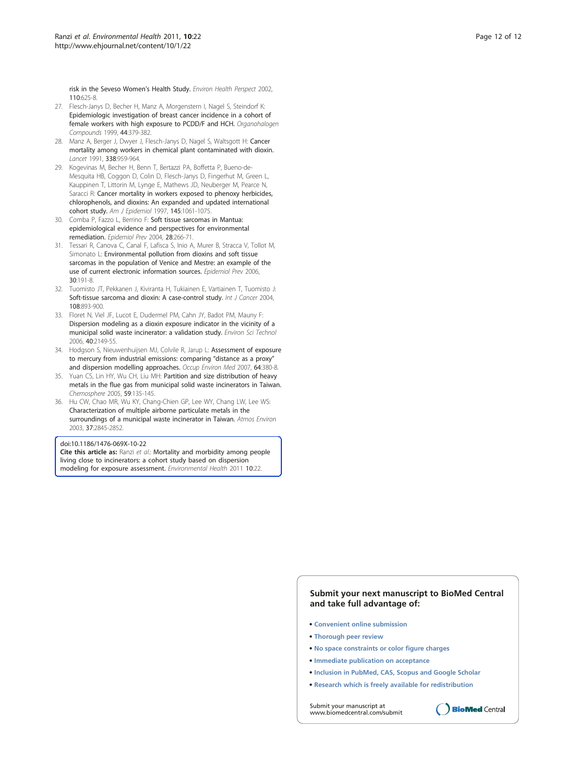risk in the Seveso Women's Health Study. *Environ Health Perspect* 2002, **110**:625-8.

27. Flesch-Janys D, Becher H, Manz A, Morgenstern I, Nagel S, Steindorf K: Epidemiologic investigation of breast cancer incidence in a cohort of female workers with high exposure to PCDD/F and HCH. *Organohalogen Compounds* 1999, **44**:379-382.
28. Manz A, Berger J, Dwyer J, Flesch-Janys D, Nagel S, Waltsgott H: Cancer mortality among workers in chemical plant contaminated with dioxin. *Lancet* 1991, **338**:959-964.
29. Kogevinas M, Becher H, Benn T, Bertazzi PA, Boffetta P, Bueno-de-Mesquita HB, Coggon D, Colin D, Flesch-Janys D, Fingerhut M, Green L, Kauppinen T, Littorin M, Lynge E, Mathews JD, Neuberger M, Pearce N, Saracci R: Cancer mortality in workers exposed to phenoxy herbicides, chlorophenols, and dioxins: An expanded and updated international cohort study. *Am J Epidemiol* 1997, **145**:1061-1075.
30. Comba P, Fazzo L, Berrino F: Soft tissue sarcomas in Mantua: epidemiological evidence and perspectives for environmental remediation. *Epidemiol Prev* 2004, **28**:266-71.
31. Tessari R, Canova C, Canal F, Lafisca S, Inio A, Murer B, Stracca V, Tollot M, Simonato L: Environmental pollution from dioxins and soft tissue sarcomas in the population of Venice and Mestre: an example of the use of current electronic information sources. *Epidemiol Prev* 2006, **30**:191-8.
32. Tuomisto JT, Pekkanen J, Kiviranta H, Tukiainen E, Vartiainen T, Tuomisto J: Soft-tissue sarcoma and dioxin: A case-control study. *Int J Cancer* 2004, **108**:893-900.
33. Floret N, Viel JF, Lucot E, Dudermel PM, Cahn JY, Badot PM, Mauny F: Dispersion modeling as a dioxin exposure indicator in the vicinity of a municipal solid waste incinerator: a validation study. *Environ Sci Technol* 2006, **40**:2149-55.
34. Hodgson S, Nieuwenhuijsen MJ, Colvile R, Jarup L: Assessment of exposure to mercury from industrial emissions: comparing "distance as a proxy" and dispersion modelling approaches. *Occup Environ Med* 2007, **64**:380-8.
35. Yuan CS, Lin HY, Wu CH, Liu MH: Partition and size distribution of heavy metals in the flue gas from municipal solid waste incinerators in Taiwan. *Chemosphere* 2005, **59**:135-145.
36. Hu CW, Chao MR, Wu KY, Chang-Chien GP, Lee WY, Chang LW, Lee WS: Characterization of multiple airborne particulate metals in the surroundings of a municipal waste incinerator in Taiwan. *Atmos Environ* 2003, **37**:2845-2852.

doi:10.1186/1476-069X-10-22

**Cite this article as:** Ranzi *et al.*: Mortality and morbidity among people living close to incinerators: a cohort study based on dispersion modeling for exposure assessment. *Environmental Health* 2011 **10**:22.

**Submit your next manuscript to BioMed Central and take full advantage of:**

- Convenient online submission
- Thorough peer review
- No space constraints or color figure charges
- Immediate publication on acceptance
- Inclusion in PubMed, CAS, Scopus and Google Scholar
- Research which is freely available for redistribution

Submit your manuscript at www.biomedcentral.com/submit

BioMed Central